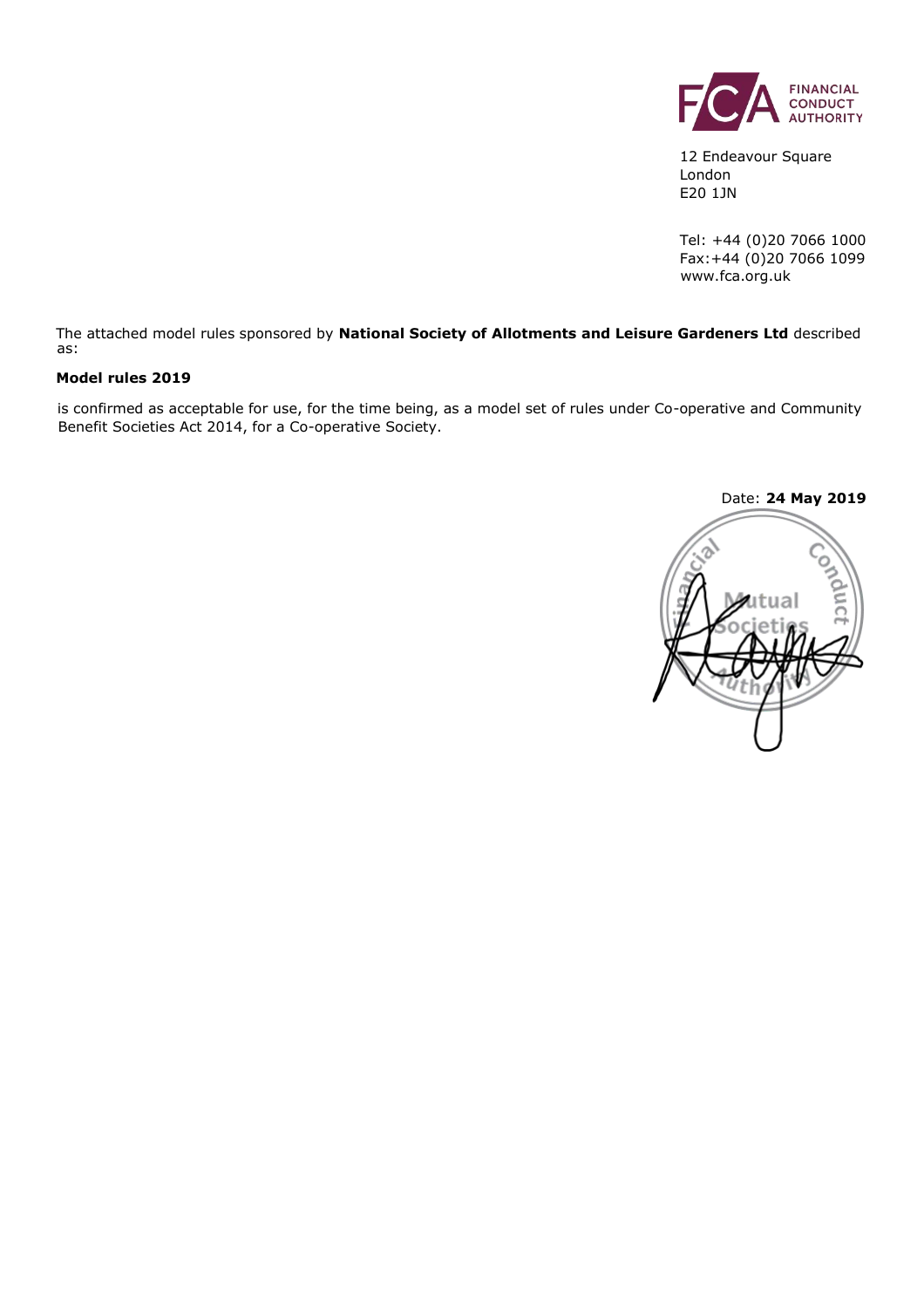FINANCIAL CONDUCT AUTHORITY

12 Endeavour Square
London
E20 1JN

Tel: +44 (0)20 7066 1000
Fax:+44 (0)20 7066 1099
www.fca.org.uk

The attached model rules sponsored by **National Society of Allotments and Leisure Gardeners Ltd** described as:

**Model rules 2019**

is confirmed as acceptable for use, for the time being, as a model set of rules under Co-operative and Community Benefit Societies Act 2014, for a Co-operative Society.

Date: **24 May 2019**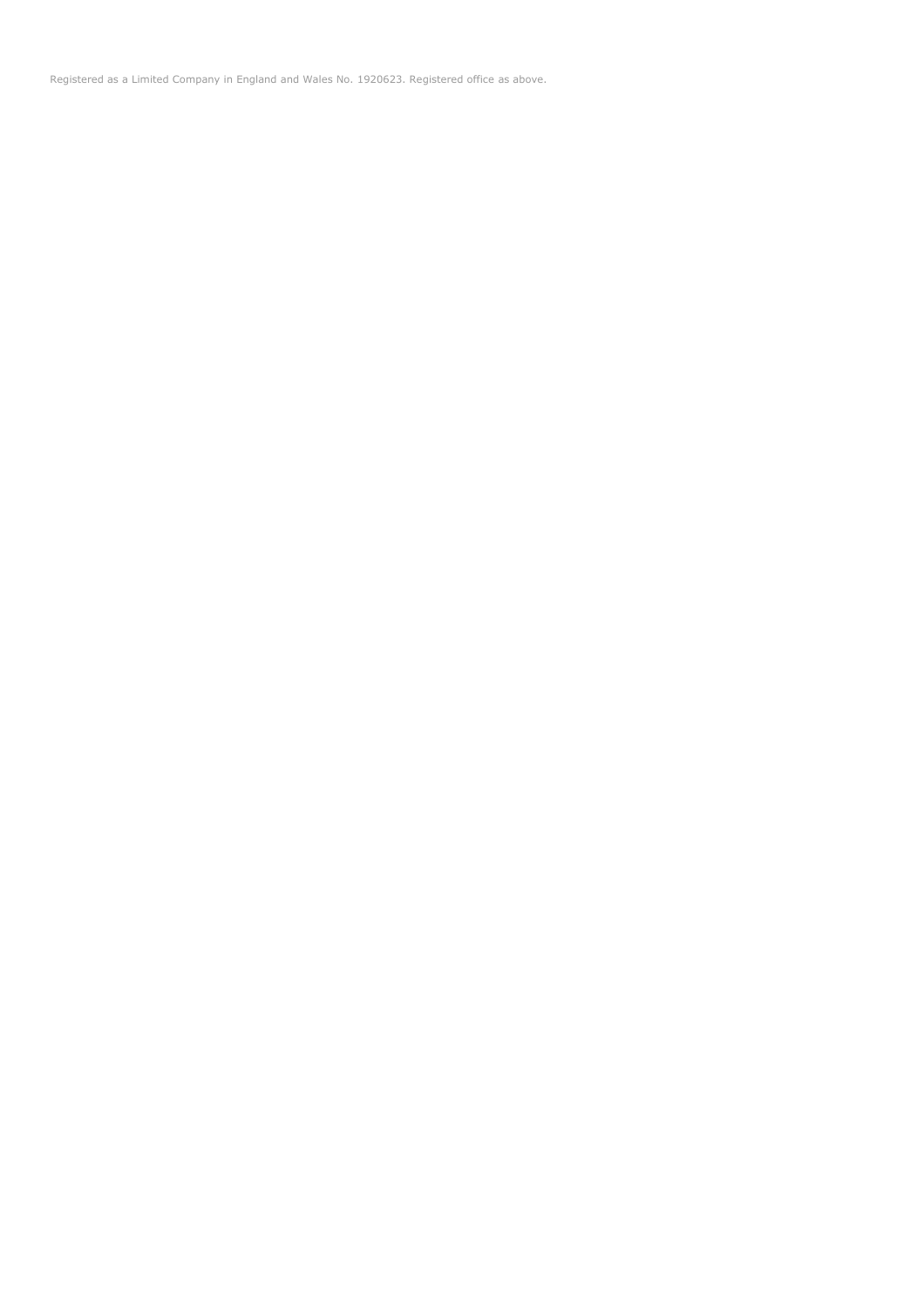Registered as a Limited Company in England and Wales No. 1920623. Registered office as above.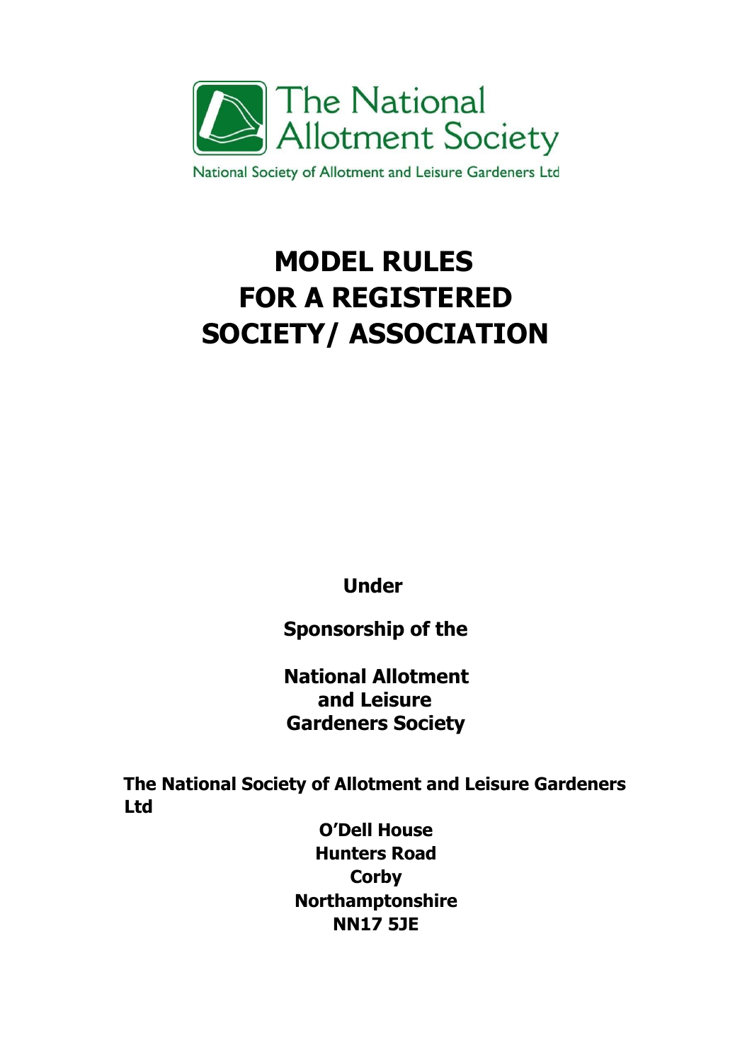The National Allotment Society

National Society of Allotment and Leisure Gardeners Ltd

# MODEL RULES FOR A REGISTERED SOCIETY/ ASSOCIATION

**Under**

**Sponsorship of the**

**National Allotment and Leisure Gardeners Society**

**The National Society of Allotment and Leisure Gardeners Ltd**

**O'Dell House**
**Hunters Road**
**Corby**
**Northamptonshire**
**NN17 5JE**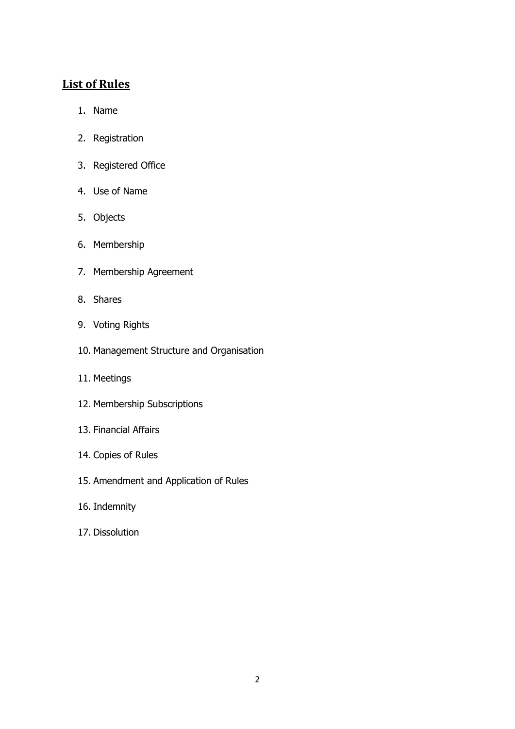## List of Rules

1. Name
2. Registration
3. Registered Office
4. Use of Name
5. Objects
6. Membership
7. Membership Agreement
8. Shares
9. Voting Rights
10. Management Structure and Organisation
11. Meetings
12. Membership Subscriptions
13. Financial Affairs
14. Copies of Rules
15. Amendment and Application of Rules
16. Indemnity
17. Dissolution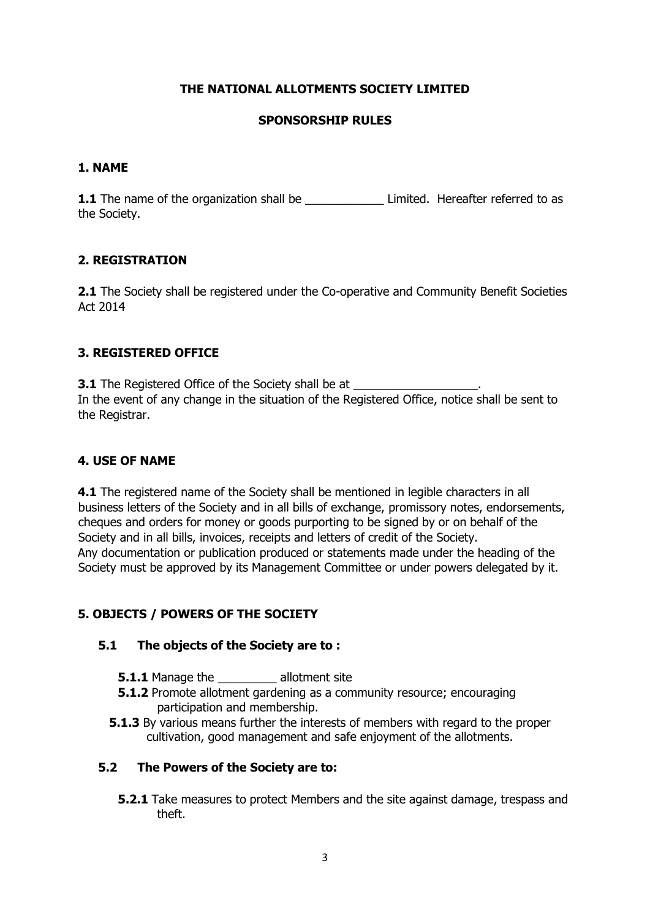**THE NATIONAL ALLOTMENTS SOCIETY LIMITED**

**SPONSORSHIP RULES**

## 1. NAME

**1.1** The name of the organization shall be ____________ Limited. Hereafter referred to as the Society.

## 2. REGISTRATION

**2.1** The Society shall be registered under the Co-operative and Community Benefit Societies Act 2014

## 3. REGISTERED OFFICE

**3.1** The Registered Office of the Society shall be at ___________________.
In the event of any change in the situation of the Registered Office, notice shall be sent to the Registrar.

## 4. USE OF NAME

**4.1** The registered name of the Society shall be mentioned in legible characters in all business letters of the Society and in all bills of exchange, promissory notes, endorsements, cheques and orders for money or goods purporting to be signed by or on behalf of the Society and in all bills, invoices, receipts and letters of credit of the Society.
Any documentation or publication produced or statements made under the heading of the Society must be approved by its Management Committee or under powers delegated by it.

## 5. OBJECTS / POWERS OF THE SOCIETY

### 5.1 The objects of the Society are to :

**5.1.1** Manage the _________ allotment site

**5.1.2** Promote allotment gardening as a community resource; encouraging participation and membership.

**5.1.3** By various means further the interests of members with regard to the proper cultivation, good management and safe enjoyment of the allotments.

### 5.2 The Powers of the Society are to:

**5.2.1** Take measures to protect Members and the site against damage, trespass and theft.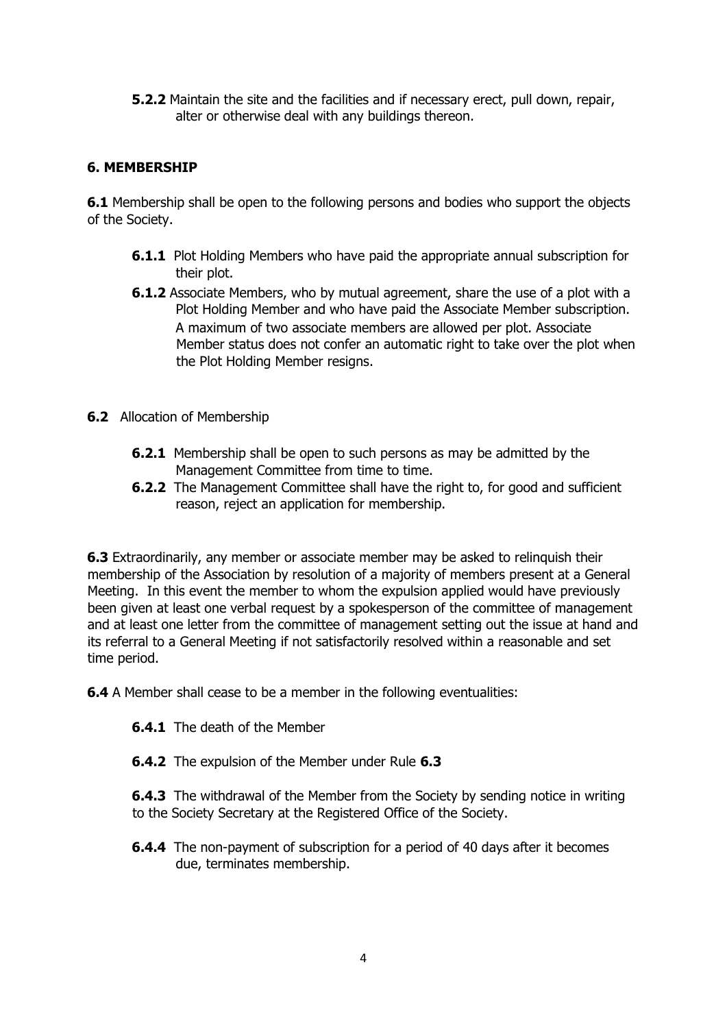**5.2.2** Maintain the site and the facilities and if necessary erect, pull down, repair, alter or otherwise deal with any buildings thereon.

## 6. MEMBERSHIP

**6.1** Membership shall be open to the following persons and bodies who support the objects of the Society.

- **6.1.1** Plot Holding Members who have paid the appropriate annual subscription for their plot.
- **6.1.2** Associate Members, who by mutual agreement, share the use of a plot with a Plot Holding Member and who have paid the Associate Member subscription. A maximum of two associate members are allowed per plot. Associate Member status does not confer an automatic right to take over the plot when the Plot Holding Member resigns.

**6.2** Allocation of Membership

- **6.2.1** Membership shall be open to such persons as may be admitted by the Management Committee from time to time.
- **6.2.2** The Management Committee shall have the right to, for good and sufficient reason, reject an application for membership.

**6.3** Extraordinarily, any member or associate member may be asked to relinquish their membership of the Association by resolution of a majority of members present at a General Meeting. In this event the member to whom the expulsion applied would have previously been given at least one verbal request by a spokesperson of the committee of management and at least one letter from the committee of management setting out the issue at hand and its referral to a General Meeting if not satisfactorily resolved within a reasonable and set time period.

**6.4** A Member shall cease to be a member in the following eventualities:

- **6.4.1** The death of the Member
- **6.4.2** The expulsion of the Member under Rule **6.3**
- **6.4.3** The withdrawal of the Member from the Society by sending notice in writing to the Society Secretary at the Registered Office of the Society.
- **6.4.4** The non-payment of subscription for a period of 40 days after it becomes due, terminates membership.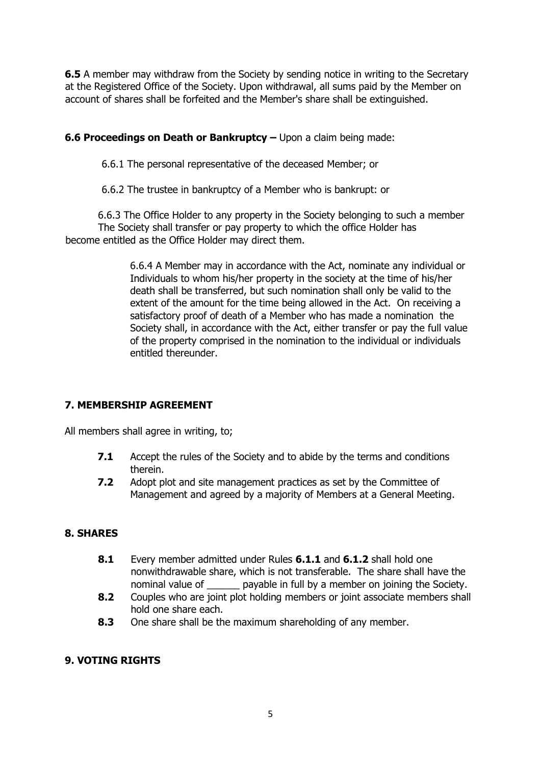**6.5** A member may withdraw from the Society by sending notice in writing to the Secretary at the Registered Office of the Society. Upon withdrawal, all sums paid by the Member on account of shares shall be forfeited and the Member's share shall be extinguished.

**6.6 Proceedings on Death or Bankruptcy –** Upon a claim being made:

6.6.1 The personal representative of the deceased Member; or

6.6.2 The trustee in bankruptcy of a Member who is bankrupt: or

6.6.3 The Office Holder to any property in the Society belonging to such a member The Society shall transfer or pay property to which the office Holder has become entitled as the Office Holder may direct them.

6.6.4 A Member may in accordance with the Act, nominate any individual or Individuals to whom his/her property in the society at the time of his/her death shall be transferred, but such nomination shall only be valid to the extent of the amount for the time being allowed in the Act. On receiving a satisfactory proof of death of a Member who has made a nomination the Society shall, in accordance with the Act, either transfer or pay the full value of the property comprised in the nomination to the individual or individuals entitled thereunder.

## 7. MEMBERSHIP AGREEMENT

All members shall agree in writing, to;

**7.1** Accept the rules of the Society and to abide by the terms and conditions therein.

**7.2** Adopt plot and site management practices as set by the Committee of Management and agreed by a majority of Members at a General Meeting.

## 8. SHARES

**8.1** Every member admitted under Rules **6.1.1** and **6.1.2** shall hold one nonwithdrawable share, which is not transferable. The share shall have the nominal value of ______ payable in full by a member on joining the Society.

**8.2** Couples who are joint plot holding members or joint associate members shall hold one share each.

**8.3** One share shall be the maximum shareholding of any member.

## 9. VOTING RIGHTS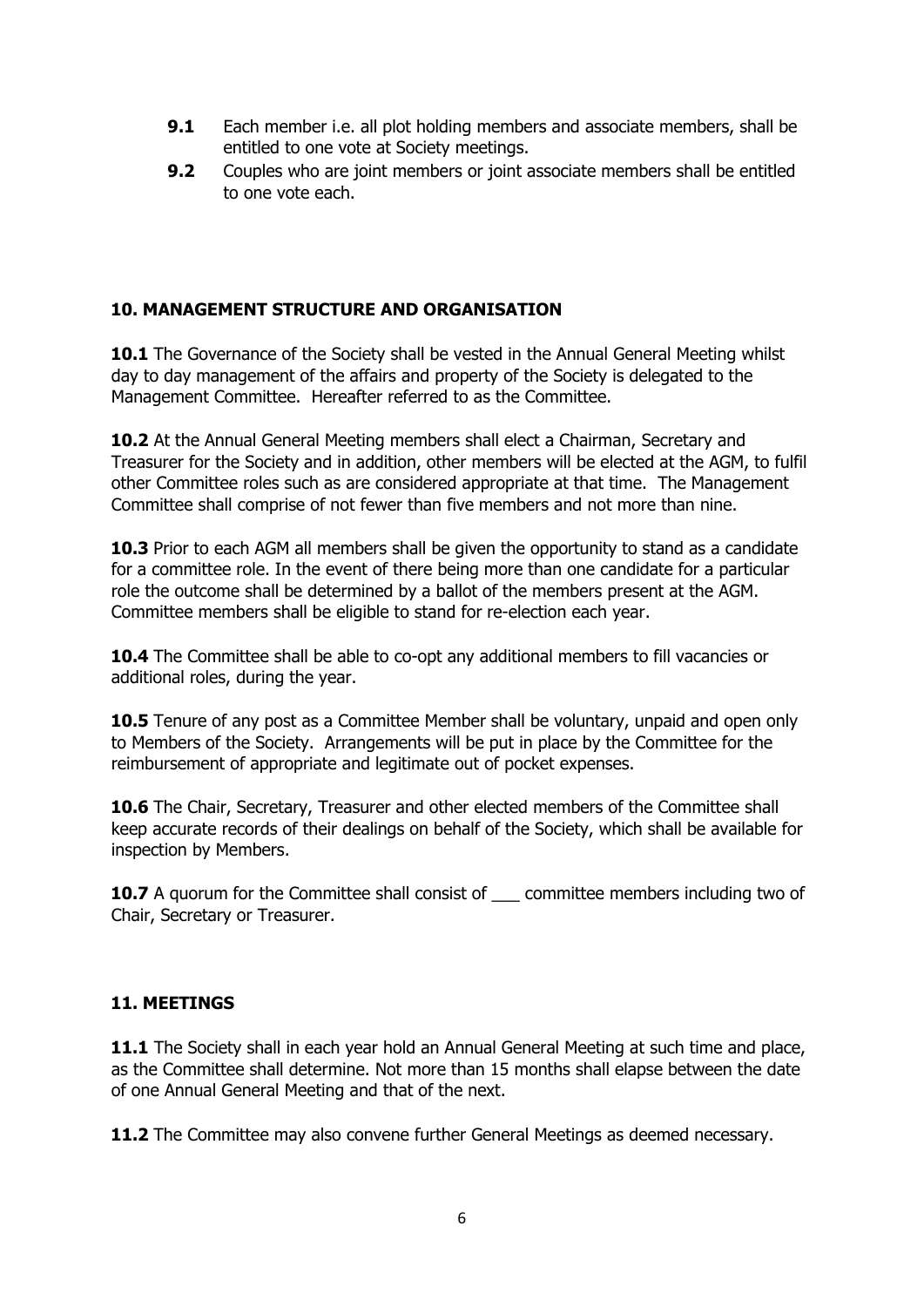**9.1** Each member i.e. all plot holding members and associate members, shall be entitled to one vote at Society meetings.

**9.2** Couples who are joint members or joint associate members shall be entitled to one vote each.

## 10. MANAGEMENT STRUCTURE AND ORGANISATION

**10.1** The Governance of the Society shall be vested in the Annual General Meeting whilst day to day management of the affairs and property of the Society is delegated to the Management Committee. Hereafter referred to as the Committee.

**10.2** At the Annual General Meeting members shall elect a Chairman, Secretary and Treasurer for the Society and in addition, other members will be elected at the AGM, to fulfil other Committee roles such as are considered appropriate at that time. The Management Committee shall comprise of not fewer than five members and not more than nine.

**10.3** Prior to each AGM all members shall be given the opportunity to stand as a candidate for a committee role. In the event of there being more than one candidate for a particular role the outcome shall be determined by a ballot of the members present at the AGM. Committee members shall be eligible to stand for re-election each year.

**10.4** The Committee shall be able to co-opt any additional members to fill vacancies or additional roles, during the year.

**10.5** Tenure of any post as a Committee Member shall be voluntary, unpaid and open only to Members of the Society. Arrangements will be put in place by the Committee for the reimbursement of appropriate and legitimate out of pocket expenses.

**10.6** The Chair, Secretary, Treasurer and other elected members of the Committee shall keep accurate records of their dealings on behalf of the Society, which shall be available for inspection by Members.

**10.7** A quorum for the Committee shall consist of ___ committee members including two of Chair, Secretary or Treasurer.

## 11. MEETINGS

**11.1** The Society shall in each year hold an Annual General Meeting at such time and place, as the Committee shall determine. Not more than 15 months shall elapse between the date of one Annual General Meeting and that of the next.

**11.2** The Committee may also convene further General Meetings as deemed necessary.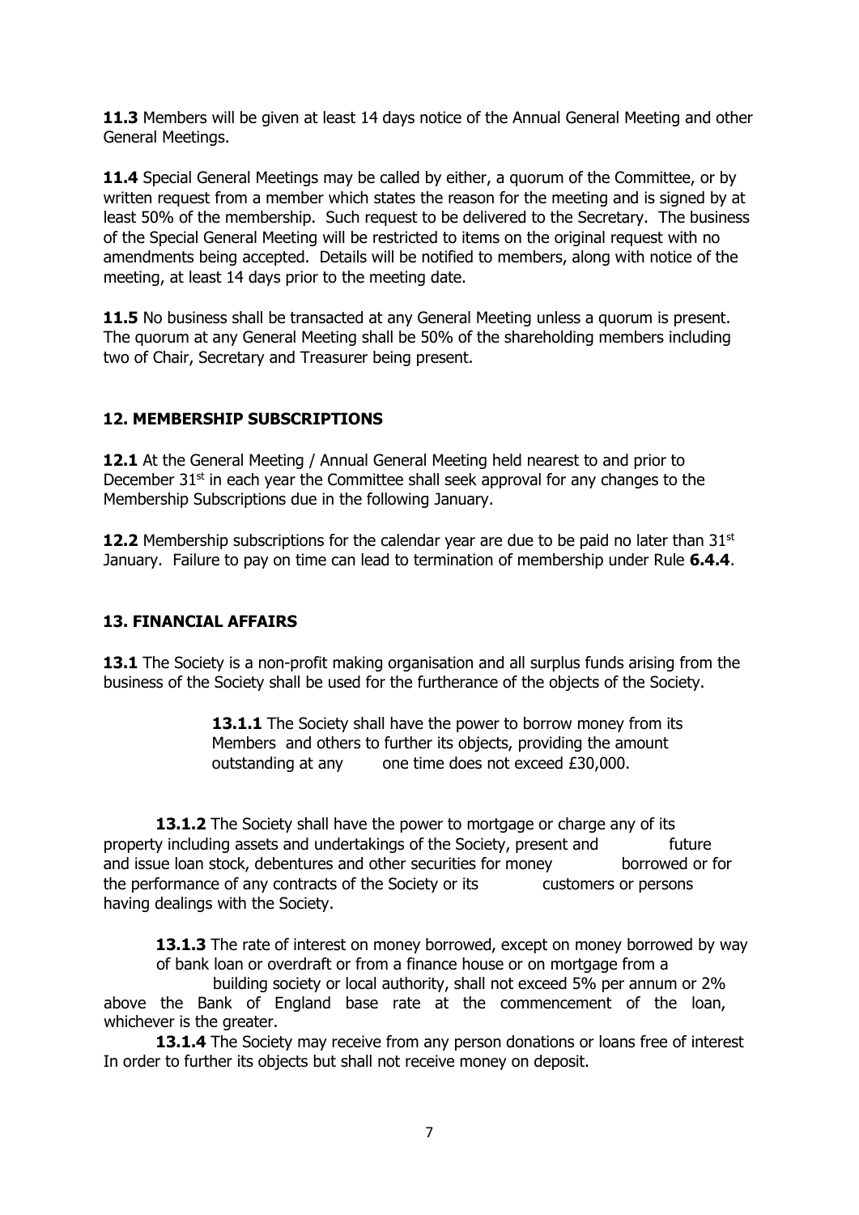**11.3** Members will be given at least 14 days notice of the Annual General Meeting and other General Meetings.

**11.4** Special General Meetings may be called by either, a quorum of the Committee, or by written request from a member which states the reason for the meeting and is signed by at least 50% of the membership. Such request to be delivered to the Secretary. The business of the Special General Meeting will be restricted to items on the original request with no amendments being accepted. Details will be notified to members, along with notice of the meeting, at least 14 days prior to the meeting date.

**11.5** No business shall be transacted at any General Meeting unless a quorum is present. The quorum at any General Meeting shall be 50% of the shareholding members including two of Chair, Secretary and Treasurer being present.

## 12. MEMBERSHIP SUBSCRIPTIONS

**12.1** At the General Meeting / Annual General Meeting held nearest to and prior to December 31st in each year the Committee shall seek approval for any changes to the Membership Subscriptions due in the following January.

**12.2** Membership subscriptions for the calendar year are due to be paid no later than 31st January. Failure to pay on time can lead to termination of membership under Rule **6.4.4**.

## 13. FINANCIAL AFFAIRS

**13.1** The Society is a non-profit making organisation and all surplus funds arising from the business of the Society shall be used for the furtherance of the objects of the Society.

**13.1.1** The Society shall have the power to borrow money from its Members and others to further its objects, providing the amount outstanding at any one time does not exceed £30,000.

**13.1.2** The Society shall have the power to mortgage or charge any of its property including assets and undertakings of the Society, present and future and issue loan stock, debentures and other securities for money borrowed or for the performance of any contracts of the Society or its customers or persons having dealings with the Society.

**13.1.3** The rate of interest on money borrowed, except on money borrowed by way of bank loan or overdraft or from a finance house or on mortgage from a building society or local authority, shall not exceed 5% per annum or 2% above the Bank of England base rate at the commencement of the loan, whichever is the greater.

**13.1.4** The Society may receive from any person donations or loans free of interest In order to further its objects but shall not receive money on deposit.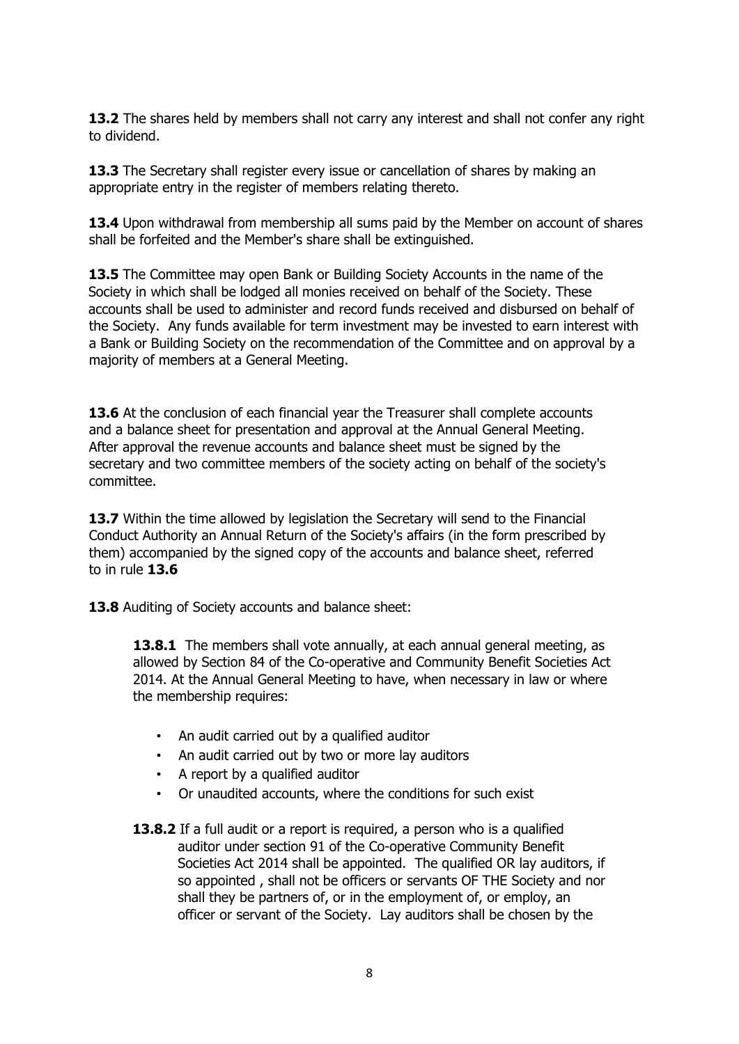**13.2** The shares held by members shall not carry any interest and shall not confer any right to dividend.

**13.3** The Secretary shall register every issue or cancellation of shares by making an appropriate entry in the register of members relating thereto.

**13.4** Upon withdrawal from membership all sums paid by the Member on account of shares shall be forfeited and the Member's share shall be extinguished.

**13.5** The Committee may open Bank or Building Society Accounts in the name of the Society in which shall be lodged all monies received on behalf of the Society. These accounts shall be used to administer and record funds received and disbursed on behalf of the Society. Any funds available for term investment may be invested to earn interest with a Bank or Building Society on the recommendation of the Committee and on approval by a majority of members at a General Meeting.

**13.6** At the conclusion of each financial year the Treasurer shall complete accounts and a balance sheet for presentation and approval at the Annual General Meeting. After approval the revenue accounts and balance sheet must be signed by the secretary and two committee members of the society acting on behalf of the society's committee.

**13.7** Within the time allowed by legislation the Secretary will send to the Financial Conduct Authority an Annual Return of the Society's affairs (in the form prescribed by them) accompanied by the signed copy of the accounts and balance sheet, referred to in rule **13.6**

**13.8** Auditing of Society accounts and balance sheet:

> **13.8.1** The members shall vote annually, at each annual general meeting, as allowed by Section 84 of the Co-operative and Community Benefit Societies Act 2014. At the Annual General Meeting to have, when necessary in law or where the membership requires:
>
> - An audit carried out by a qualified auditor
> - An audit carried out by two or more lay auditors
> - A report by a qualified auditor
> - Or unaudited accounts, where the conditions for such exist
>
> **13.8.2** If a full audit or a report is required, a person who is a qualified auditor under section 91 of the Co-operative Community Benefit Societies Act 2014 shall be appointed. The qualified OR lay auditors, if so appointed , shall not be officers or servants OF THE Society and nor shall they be partners of, or in the employment of, or employ, an officer or servant of the Society. Lay auditors shall be chosen by the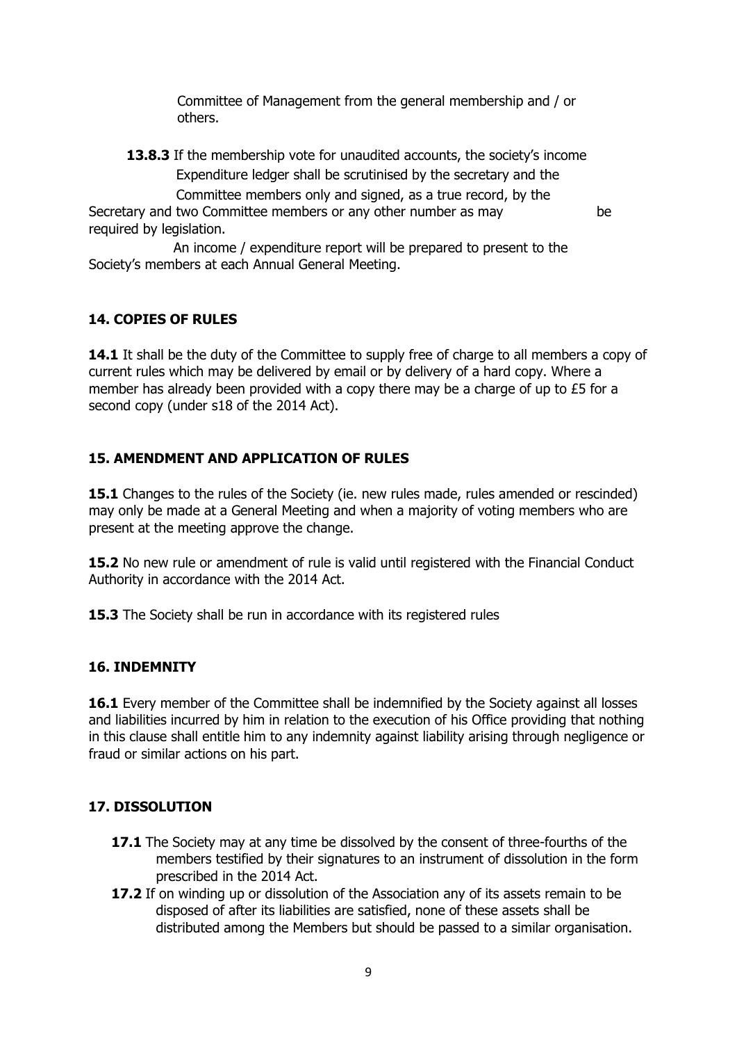Committee of Management from the general membership and / or others.

**13.8.3** If the membership vote for unaudited accounts, the society's income Expenditure ledger shall be scrutinised by the secretary and the Committee members only and signed, as a true record, by the Secretary and two Committee members or any other number as may be required by legislation.

An income / expenditure report will be prepared to present to the Society's members at each Annual General Meeting.

## 14. COPIES OF RULES

**14.1** It shall be the duty of the Committee to supply free of charge to all members a copy of current rules which may be delivered by email or by delivery of a hard copy. Where a member has already been provided with a copy there may be a charge of up to £5 for a second copy (under s18 of the 2014 Act).

## 15. AMENDMENT AND APPLICATION OF RULES

**15.1** Changes to the rules of the Society (ie. new rules made, rules amended or rescinded) may only be made at a General Meeting and when a majority of voting members who are present at the meeting approve the change.

**15.2** No new rule or amendment of rule is valid until registered with the Financial Conduct Authority in accordance with the 2014 Act.

**15.3** The Society shall be run in accordance with its registered rules

## 16. INDEMNITY

**16.1** Every member of the Committee shall be indemnified by the Society against all losses and liabilities incurred by him in relation to the execution of his Office providing that nothing in this clause shall entitle him to any indemnity against liability arising through negligence or fraud or similar actions on his part.

## 17. DISSOLUTION

- **17.1** The Society may at any time be dissolved by the consent of three-fourths of the members testified by their signatures to an instrument of dissolution in the form prescribed in the 2014 Act.
- **17.2** If on winding up or dissolution of the Association any of its assets remain to be disposed of after its liabilities are satisfied, none of these assets shall be distributed among the Members but should be passed to a similar organisation.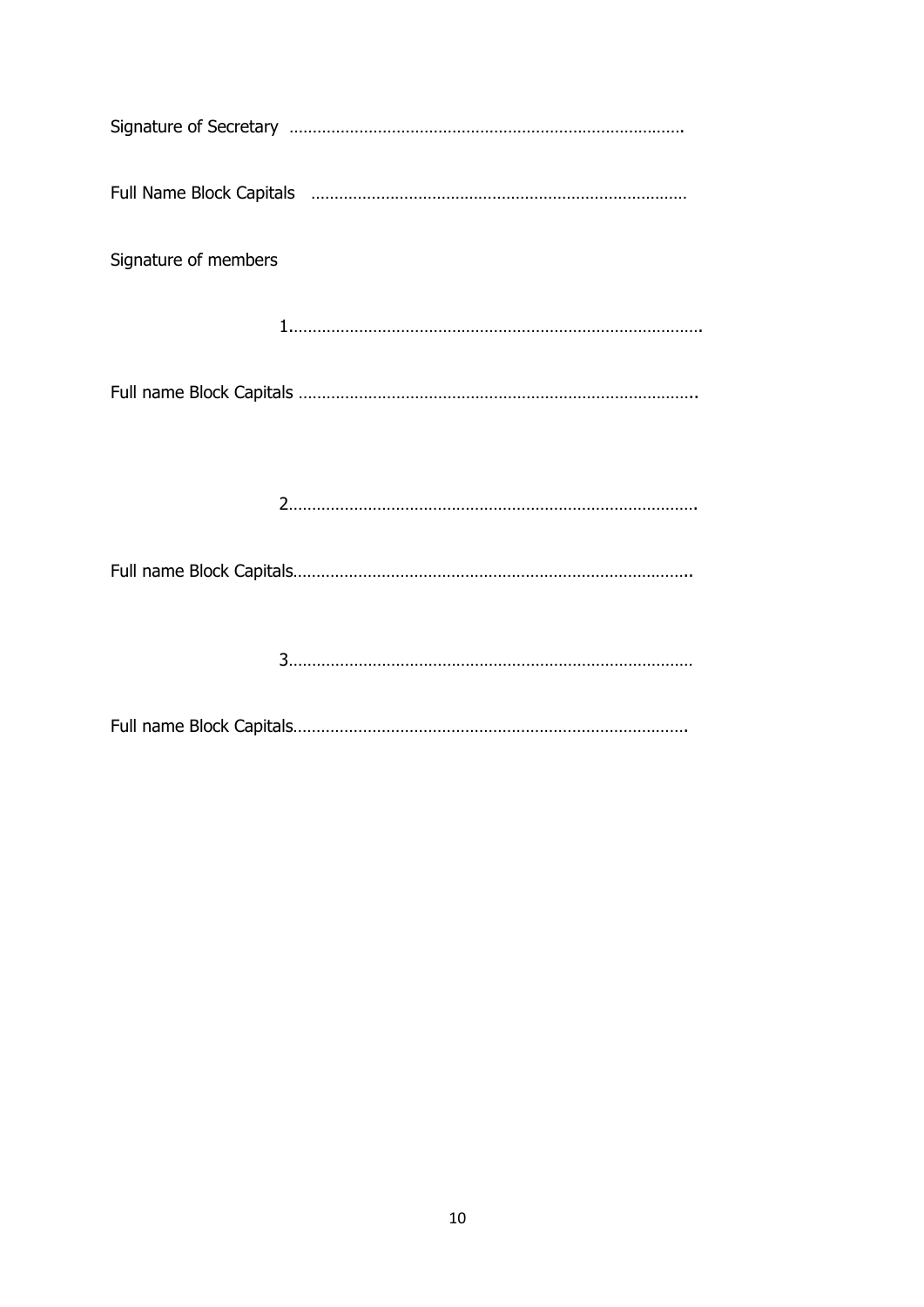Signature of Secretary ………………………………………………………………………….

Full Name Block Capitals ……………………………………………………………………

Signature of members

1…………………………………………………………………………….

Full name Block Capitals …………………………………………………………………………..

2……………………………………………………………………………

Full name Block Capitals…………………………………………………………………………..

3……………………………………………………………………………

Full name Block Capitals………………………………………………………………………….